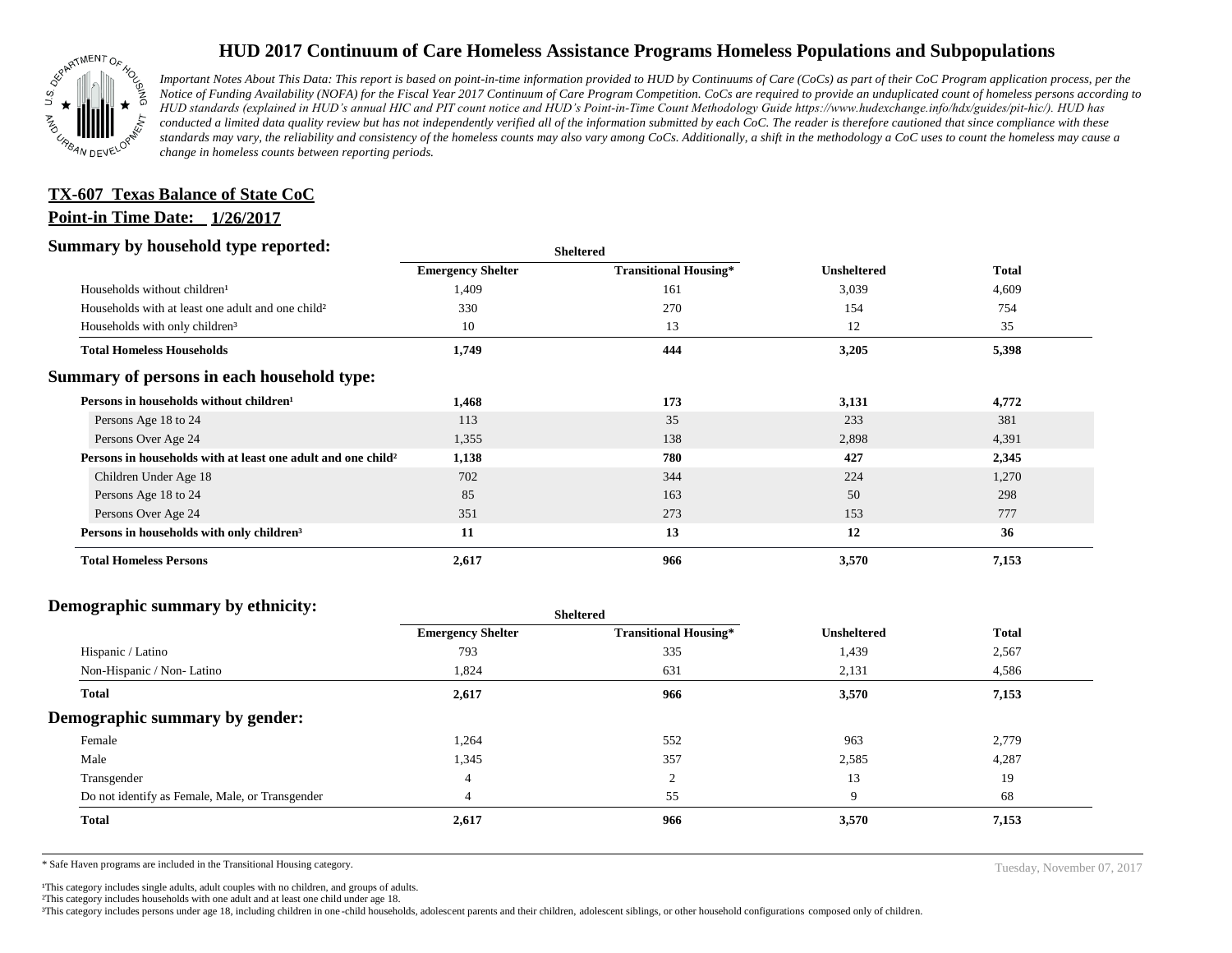# HUD 2017 Continuum of Care Homeless Assistance Programs Homeless Populations and Subpopulations

*Important Notes About This Data: This report is based on point-in-time information provided to HUD by Continuums of Care (CoCs) as part of their CoC Program application process, per the Notice of Funding Availability (NOFA) for the Fiscal Year 2017 Continuum of Care Program Competition. CoCs are required to provide an unduplicated count of homeless persons according to HUD standards (explained in HUD's annual HIC and PIT count notice and HUD's Point-in-Time Count Methodology Guide https://www.hudexchange.info/hdx/guides/pit-hic/). HUD has conducted a limited data quality review but has not independently verified all of the information submitted by each CoC. The reader is therefore cautioned that since compliance with these standards may vary, the reliability and consistency of the homeless counts may also vary among CoCs. Additionally, a shift in the methodology a CoC uses to count the homeless may cause a change in homeless counts between reporting periods.*

**TX-607 Texas Balance of State CoC**

**Point-in Time Date: 1/26/2017**

## Summary by household type reported:

| | Sheltered | | | |
|---|---|---|---|---|
| | Emergency Shelter | Transitional Housing* | Unsheltered | Total |
| Households without children¹ | 1,409 | 161 | 3,039 | 4,609 |
| Households with at least one adult and one child² | 330 | 270 | 154 | 754 |
| Households with only children³ | 10 | 13 | 12 | 35 |
| **Total Homeless Households** | **1,749** | **444** | **3,205** | **5,398** |

## Summary of persons in each household type:

| | Emergency Shelter | Transitional Housing* | Unsheltered | Total |
|---|---|---|---|---|
| **Persons in households without children¹** | **1,468** | **173** | **3,131** | **4,772** |
| Persons Age 18 to 24 | 113 | 35 | 233 | 381 |
| Persons Over Age 24 | 1,355 | 138 | 2,898 | 4,391 |
| **Persons in households with at least one adult and one child²** | **1,138** | **780** | **427** | **2,345** |
| Children Under Age 18 | 702 | 344 | 224 | 1,270 |
| Persons Age 18 to 24 | 85 | 163 | 50 | 298 |
| Persons Over Age 24 | 351 | 273 | 153 | 777 |
| **Persons in households with only children³** | **11** | **13** | **12** | **36** |
| **Total Homeless Persons** | **2,617** | **966** | **3,570** | **7,153** |

## Demographic summary by ethnicity:

| | Sheltered | | | |
|---|---|---|---|---|
| | Emergency Shelter | Transitional Housing* | Unsheltered | Total |
| Hispanic / Latino | 793 | 335 | 1,439 | 2,567 |
| Non-Hispanic / Non- Latino | 1,824 | 631 | 2,131 | 4,586 |
| **Total** | **2,617** | **966** | **3,570** | **7,153** |

## Demographic summary by gender:

| | Emergency Shelter | Transitional Housing* | Unsheltered | Total |
|---|---|---|---|---|
| Female | 1,264 | 552 | 963 | 2,779 |
| Male | 1,345 | 357 | 2,585 | 4,287 |
| Transgender | 4 | 2 | 13 | 19 |
| Do not identify as Female, Male, or Transgender | 4 | 55 | 9 | 68 |
| **Total** | **2,617** | **966** | **3,570** | **7,153** |

* Safe Haven programs are included in the Transitional Housing category.

¹This category includes single adults, adult couples with no children, and groups of adults.
²This category includes households with one adult and at least one child under age 18.
³This category includes persons under age 18, including children in one-child households, adolescent parents and their children, adolescent siblings, or other household configurations composed only of children.

Tuesday, November 07, 2017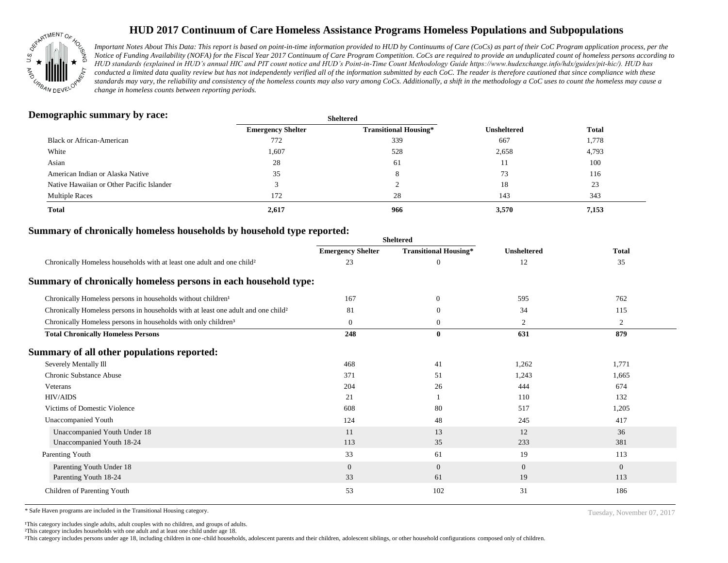# HUD 2017 Continuum of Care Homeless Assistance Programs Homeless Populations and Subpopulations

*Important Notes About This Data: This report is based on point-in-time information provided to HUD by Continuums of Care (CoCs) as part of their CoC Program application process, per the Notice of Funding Availability (NOFA) for the Fiscal Year 2017 Continuum of Care Program Competition. CoCs are required to provide an unduplicated count of homeless persons according to HUD standards (explained in HUD's annual HIC and PIT count notice and HUD's Point-in-Time Count Methodology Guide https://www.hudexchange.info/hdx/guides/pit-hic/). HUD has conducted a limited data quality review but has not independently verified all of the information submitted by each CoC. The reader is therefore cautioned that since compliance with these standards may vary, the reliability and consistency of the homeless counts may also vary among CoCs. Additionally, a shift in the methodology a CoC uses to count the homeless may cause a change in homeless counts between reporting periods.*

## Demographic summary by race:

| | Sheltered | | | |
|---|---|---|---|---|
| | **Emergency Shelter** | **Transitional Housing*** | **Unsheltered** | **Total** |
| Black or African-American | 772 | 339 | 667 | 1,778 |
| White | 1,607 | 528 | 2,658 | 4,793 |
| Asian | 28 | 61 | 11 | 100 |
| American Indian or Alaska Native | 35 | 8 | 73 | 116 |
| Native Hawaiian or Other Pacific Islander | 3 | 2 | 18 | 23 |
| Multiple Races | 172 | 28 | 143 | 343 |
| **Total** | **2,617** | **966** | **3,570** | **7,153** |

## Summary of chronically homeless households by household type reported:

| | Sheltered | | | |
|---|---|---|---|---|
| | **Emergency Shelter** | **Transitional Housing*** | **Unsheltered** | **Total** |
| Chronically Homeless households with at least one adult and one child[2] | 23 | 0 | 12 | 35 |

## Summary of chronically homeless persons in each household type:

| | Emergency Shelter | Transitional Housing* | Unsheltered | Total |
|---|---|---|---|---|
| Chronically Homeless persons in households without children[1] | 167 | 0 | 595 | 762 |
| Chronically Homeless persons in households with at least one adult and one child[2] | 81 | 0 | 34 | 115 |
| Chronically Homeless persons in households with only children[3] | 0 | 0 | 2 | 2 |
| **Total Chronically Homeless Persons** | **248** | **0** | **631** | **879** |

## Summary of all other populations reported:

| | Emergency Shelter | Transitional Housing* | Unsheltered | Total |
|---|---|---|---|---|
| Severely Mentally Ill | 468 | 41 | 1,262 | 1,771 |
| Chronic Substance Abuse | 371 | 51 | 1,243 | 1,665 |
| Veterans | 204 | 26 | 444 | 674 |
| HIV/AIDS | 21 | 1 | 110 | 132 |
| Victims of Domestic Violence | 608 | 80 | 517 | 1,205 |
| Unaccompanied Youth | 124 | 48 | 245 | 417 |
| Unaccompanied Youth Under 18 | 11 | 13 | 12 | 36 |
| Unaccompanied Youth 18-24 | 113 | 35 | 233 | 381 |
| Parenting Youth | 33 | 61 | 19 | 113 |
| Parenting Youth Under 18 | 0 | 0 | 0 | 0 |
| Parenting Youth 18-24 | 33 | 61 | 19 | 113 |
| Children of Parenting Youth | 53 | 102 | 31 | 186 |

* Safe Haven programs are included in the Transitional Housing category.

Tuesday, November 07, 2017

[1]This category includes single adults, adult couples with no children, and groups of adults.
[2]This category includes households with one adult and at least one child under age 18.
[3]This category includes persons under age 18, including children in one-child households, adolescent parents and their children, adolescent siblings, or other household configurations composed only of children.